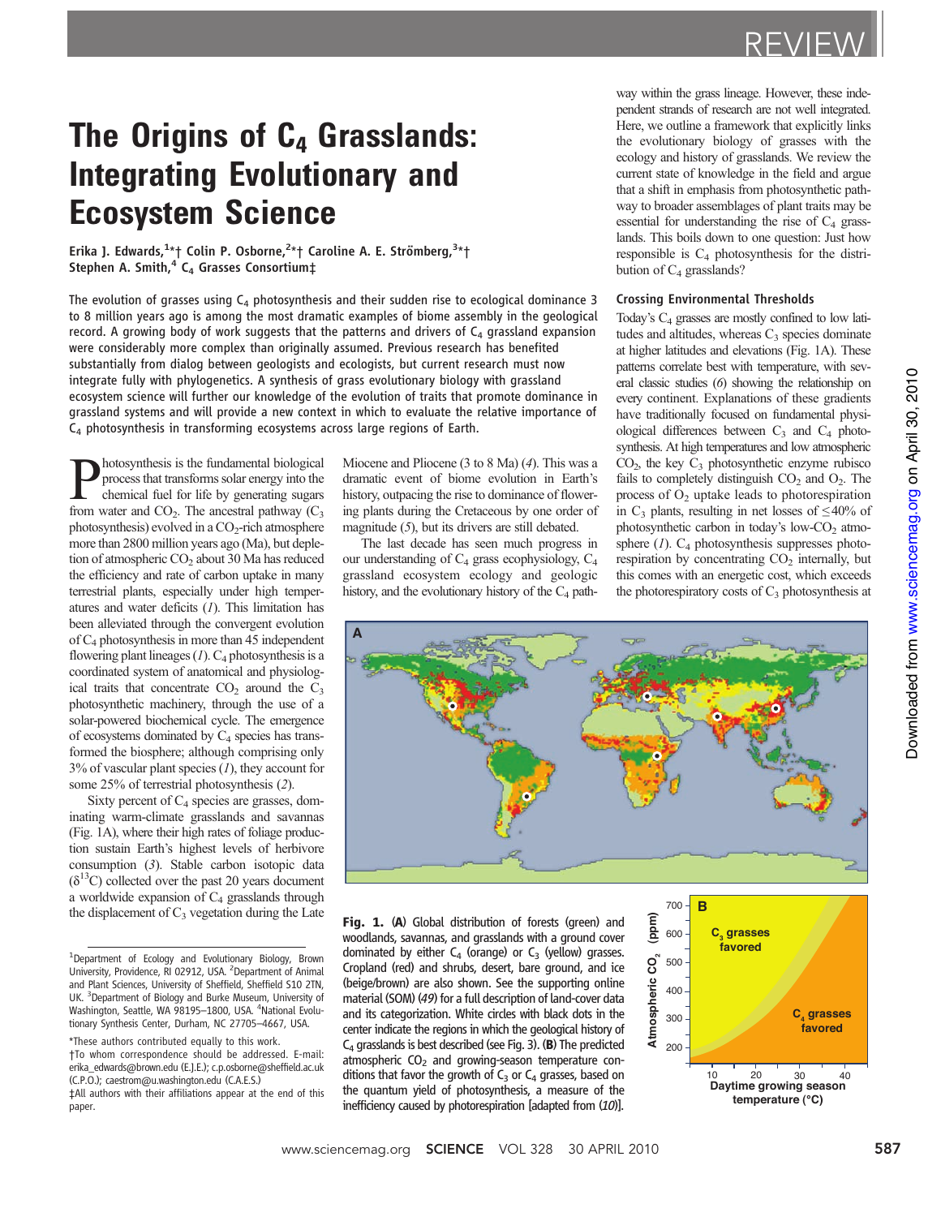# The Origins of $C_4$ Grasslands: Integrating Evolutionary and Ecosystem Science

Erika J. Edwards,[1*†] Colin P. Osborne,[2*†] Caroline A. E. Strömberg,[3*†] Stephen A. Smith,[4] $C_4$ Grasses Consortium[‡]

**The evolution of grasses using $C_4$ photosynthesis and their sudden rise to ecological dominance 3 to 8 million years ago is among the most dramatic examples of biome assembly in the geological record. A growing body of work suggests that the patterns and drivers of $C_4$ grassland expansion were considerably more complex than originally assumed. Previous research has benefited substantially from dialog between geologists and ecologists, but current research must now integrate fully with phylogenetics. A synthesis of grass evolutionary biology with grassland ecosystem science will further our knowledge of the evolution of traits that promote dominance in grassland systems and will provide a new context in which to evaluate the relative importance of $C_4$ photosynthesis in transforming ecosystems across large regions of Earth.**

Photosynthesis is the fundamental biological process that transforms solar energy into the chemical fuel for life by generating sugars from water and $CO_2$. The ancestral pathway ($C_3$ photosynthesis) evolved in a $CO_2$-rich atmosphere more than 2800 million years ago (Ma), but depletion of atmospheric $CO_2$ about 30 Ma has reduced the efficiency and rate of carbon uptake in many terrestrial plants, especially under high temperatures and water deficits (*1*). This limitation has been alleviated through the convergent evolution of $C_4$ photosynthesis in more than 45 independent flowering plant lineages (*1*). $C_4$ photosynthesis is a coordinated system of anatomical and physiological traits that concentrate $CO_2$ around the $C_3$ photosynthetic machinery, through the use of a solar-powered biochemical cycle. The emergence of ecosystems dominated by $C_4$ species has transformed the biosphere; although comprising only 3% of vascular plant species (*1*), they account for some 25% of terrestrial photosynthesis (*2*).

Sixty percent of $C_4$ species are grasses, dominating warm-climate grasslands and savannas (Fig. 1A), where their high rates of foliage production sustain Earth's highest levels of herbivore consumption (*3*). Stable carbon isotopic data ($\delta^{13}C$) collected over the past 20 years document a worldwide expansion of $C_4$ grasslands through the displacement of $C_3$ vegetation during the Late Miocene and Pliocene (3 to 8 Ma) (*4*). This was a dramatic event of biome evolution in Earth's history, outpacing the rise to dominance of flowering plants during the Cretaceous by one order of magnitude (*5*), but its drivers are still debated.

The last decade has seen much progress in our understanding of $C_4$ grass ecophysiology, $C_4$ grassland ecosystem ecology and geologic history, and the evolutionary history of the $C_4$ pathway within the grass lineage. However, these independent strands of research are not well integrated. Here, we outline a framework that explicitly links the evolutionary biology of grasses with the ecology and history of grasslands. We review the current state of knowledge in the field and argue that a shift in emphasis from photosynthetic pathway to broader assemblages of plant traits may be essential for understanding the rise of $C_4$ grasslands. This boils down to one question: Just how responsible is $C_4$ photosynthesis for the distribution of $C_4$ grasslands?

### Crossing Environmental Thresholds

Today's $C_4$ grasses are mostly confined to low latitudes and altitudes, whereas $C_3$ species dominate at higher latitudes and elevations (Fig. 1A). These patterns correlate best with temperature, with several classic studies (*6*) showing the relationship on every continent. Explanations of these gradients have traditionally focused on fundamental physiological differences between $C_3$ and $C_4$ photosynthesis. At high temperatures and low atmospheric $CO_2$, the key $C_3$ photosynthetic enzyme rubisco fails to completely distinguish $CO_2$ and $O_2$. The process of $O_2$ uptake leads to photorespiration in $C_3$ plants, resulting in net losses of ≤40% of photosynthetic carbon in today's low-$CO_2$ atmosphere (*1*). $C_4$ photosynthesis suppresses photorespiration by concentrating $CO_2$ internally, but this comes with an energetic cost, which exceeds the photorespiratory costs of $C_3$ photosynthesis at

**Fig. 1.** (**A**) Global distribution of forests (green) and woodlands, savannas, and grasslands with a ground cover dominated by either $C_4$ (orange) or $C_3$ (yellow) grasses. Cropland (red) and shrubs, desert, bare ground, and ice (beige/brown) are also shown. See the supporting online material (SOM) (*49*) for a full description of land-cover data and its categorization. White circles with black dots in the center indicate the regions in which the geological history of $C_4$ grasslands is best described (see Fig. 3). (**B**) The predicted atmospheric $CO_2$ and growing-season temperature conditions that favor the growth of $C_3$ or $C_4$ grasses, based on the quantum yield of photosynthesis, a measure of the inefficiency caused by photorespiration [adapted from (*10*)].

---

[1]Department of Ecology and Evolutionary Biology, Brown University, Providence, RI 02912, USA. [2]Department of Animal and Plant Sciences, University of Sheffield, Sheffield S10 2TN, UK. [3]Department of Biology and Burke Museum, University of Washington, Seattle, WA 98195–1800, USA. [4]National Evolutionary Synthesis Center, Durham, NC 27705–4667, USA.

*These authors contributed equally to this work.

†To whom correspondence should be addressed. E-mail: erika_edwards@brown.edu (E.J.E.); c.p.osborne@sheffield.ac.uk (C.P.O.); caestrom@u.washington.edu (C.A.E.S.)

‡All authors with their affiliations appear at the end of this paper.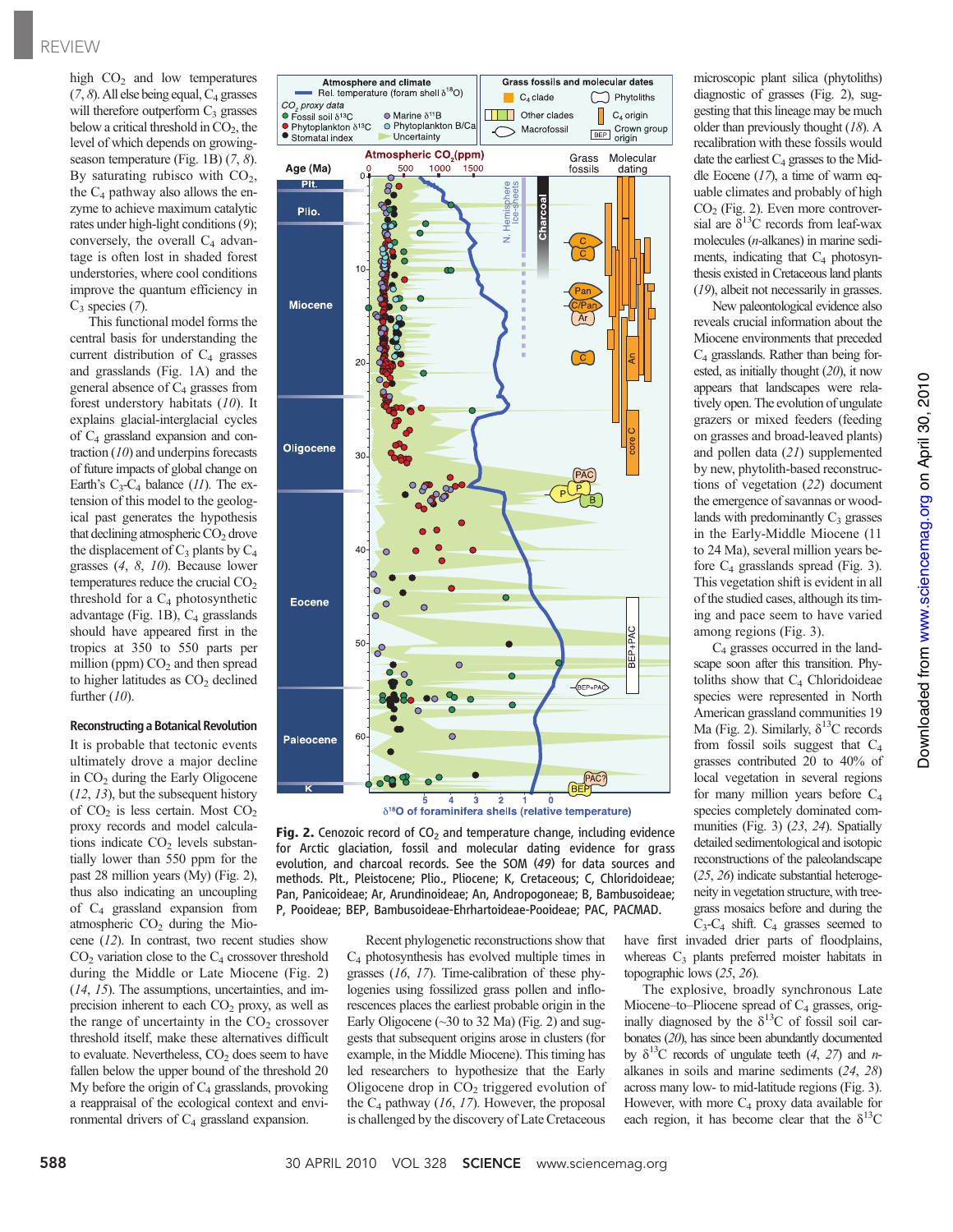high $CO_2$ and low temperatures (7, 8). All else being equal, $C_4$ grasses will therefore outperform $C_3$ grasses below a critical threshold in $CO_2$, the level of which depends on growing-season temperature (Fig. 1B) (7, 8). By saturating rubisco with $CO_2$, the $C_4$ pathway also allows the enzyme to achieve maximum catalytic rates under high-light conditions (9); conversely, the overall $C_4$ advantage is often lost in shaded forest understories, where cool conditions improve the quantum efficiency in $C_3$ species (7).

This functional model forms the central basis for understanding the current distribution of $C_4$ grasses and grasslands (Fig. 1A) and the general absence of $C_4$ grasses from forest understory habitats (10). It explains glacial-interglacial cycles of $C_4$ grassland expansion and contraction (10) and underpins forecasts of future impacts of global change on Earth's $C_3$-$C_4$ balance (11). The extension of this model to the geological past generates the hypothesis that declining atmospheric $CO_2$ drove the displacement of $C_3$ plants by $C_4$ grasses (4, 8, 10). Because lower temperatures reduce the crucial $CO_2$ threshold for a $C_4$ photosynthetic advantage (Fig. 1B), $C_4$ grasslands should have appeared first in the tropics at 350 to 550 parts per million (ppm) $CO_2$ and then spread to higher latitudes as $CO_2$ declined further (10).

### Reconstructing a Botanical Revolution

It is probable that tectonic events ultimately drove a major decline in $CO_2$ during the Early Oligocene (12, 13), but the subsequent history of $CO_2$ is less certain. Most $CO_2$ proxy records and model calculations indicate $CO_2$ levels substantially lower than 550 ppm for the past 28 million years (My) (Fig. 2), thus also indicating an uncoupling of $C_4$ grassland expansion from atmospheric $CO_2$ during the Miocene (12). In contrast, two recent studies show $CO_2$ variation close to the $C_4$ crossover threshold during the Middle or Late Miocene (Fig. 2) (14, 15). The assumptions, uncertainties, and imprecision inherent to each $CO_2$ proxy, as well as the range of uncertainty in the $CO_2$ crossover threshold itself, make these alternatives difficult to evaluate. Nevertheless, $CO_2$ does seem to have fallen below the upper bound of the threshold 20 My before the origin of $C_4$ grasslands, provoking a reappraisal of the ecological context and environmental drivers of $C_4$ grassland expansion.

Recent phylogenetic reconstructions show that $C_4$ photosynthesis has evolved multiple times in grasses (16, 17). Time-calibration of these phylogenies using fossilized grass pollen and inflorescences places the earliest probable origin in the Early Oligocene (~30 to 32 Ma) (Fig. 2) and suggests that subsequent origins arose in clusters (for example, in the Middle Miocene). This timing has led researchers to hypothesize that the Early Oligocene drop in $CO_2$ triggered evolution of the $C_4$ pathway (16, 17). However, the proposal is challenged by the discovery of Late Cretaceous microscopic plant silica (phytoliths) diagnostic of grasses (Fig. 2), suggesting that this lineage may be much older than previously thought (18). A recalibration with these fossils would date the earliest $C_4$ grasses to the Middle Eocene (17), a time of warm equable climates and probably of high $CO_2$ (Fig. 2). Even more controversial are $\delta^{13}C$ records from leaf-wax molecules (*n*-alkanes) in marine sediments, indicating that $C_4$ photosynthesis existed in Cretaceous land plants (19), albeit not necessarily in grasses.

**Fig. 2.** Cenozoic record of $CO_2$ and temperature change, including evidence for Arctic glaciation, fossil and molecular dating evidence for grass evolution, and charcoal records. See the SOM (49) for data sources and methods. Plt., Pleistocene; Plio., Pliocene; K, Cretaceous; C, Chloridoideae; Pan, Panicoideae; Ar, Arundinoideae; An, Andropogoneae; B, Bambusoideae; P, Pooideae; BEP, Bambusoideae-Ehrhartoideae-Pooideae; PAC, PACMAD.

New paleontological evidence also reveals crucial information about the Miocene environments that preceded $C_4$ grasslands. Rather than being forested, as initially thought (20), it now appears that landscapes were relatively open. The evolution of ungulate grazers or mixed feeders (feeding on grasses and broad-leaved plants) and pollen data (21) supplemented by new, phytolith-based reconstructions of vegetation (22) document the emergence of savannas or woodlands with predominantly $C_3$ grasses in the Early-Middle Miocene (11 to 24 Ma), several million years before $C_4$ grasslands spread (Fig. 3). This vegetation shift is evident in all of the studied cases, although its timing and pace seem to have varied among regions (Fig. 3).

$C_4$ grasses occurred in the landscape soon after this transition. Phytoliths show that $C_4$ Chloridoideae species were represented in North American grassland communities 19 Ma (Fig. 2). Similarly, $\delta^{13}C$ records from fossil soils suggest that $C_4$ grasses contributed 20 to 40% of local vegetation in several regions for many million years before $C_4$ species completely dominated communities (Fig. 3) (23, 24). Spatially detailed sedimentological and isotopic reconstructions of the paleolandscape (25, 26) indicate substantial heterogeneity in vegetation structure, with tree-grass mosaics before and during the $C_3$-$C_4$ shift. $C_4$ grasses seemed to have first invaded drier parts of floodplains, whereas $C_3$ plants preferred moister habitats in topographic lows (25, 26).

The explosive, broadly synchronous Late Miocene–to–Pliocene spread of $C_4$ grasses, originally diagnosed by the $\delta^{13}C$ of fossil soil carbonates (20), has since been abundantly documented by $\delta^{13}C$ records of ungulate teeth (4, 27) and *n*-alkanes in soils and marine sediments (24, 28) across many low- to mid-latitude regions (Fig. 3). However, with more $C_4$ proxy data available for each region, it has become clear that the $\delta^{13}C$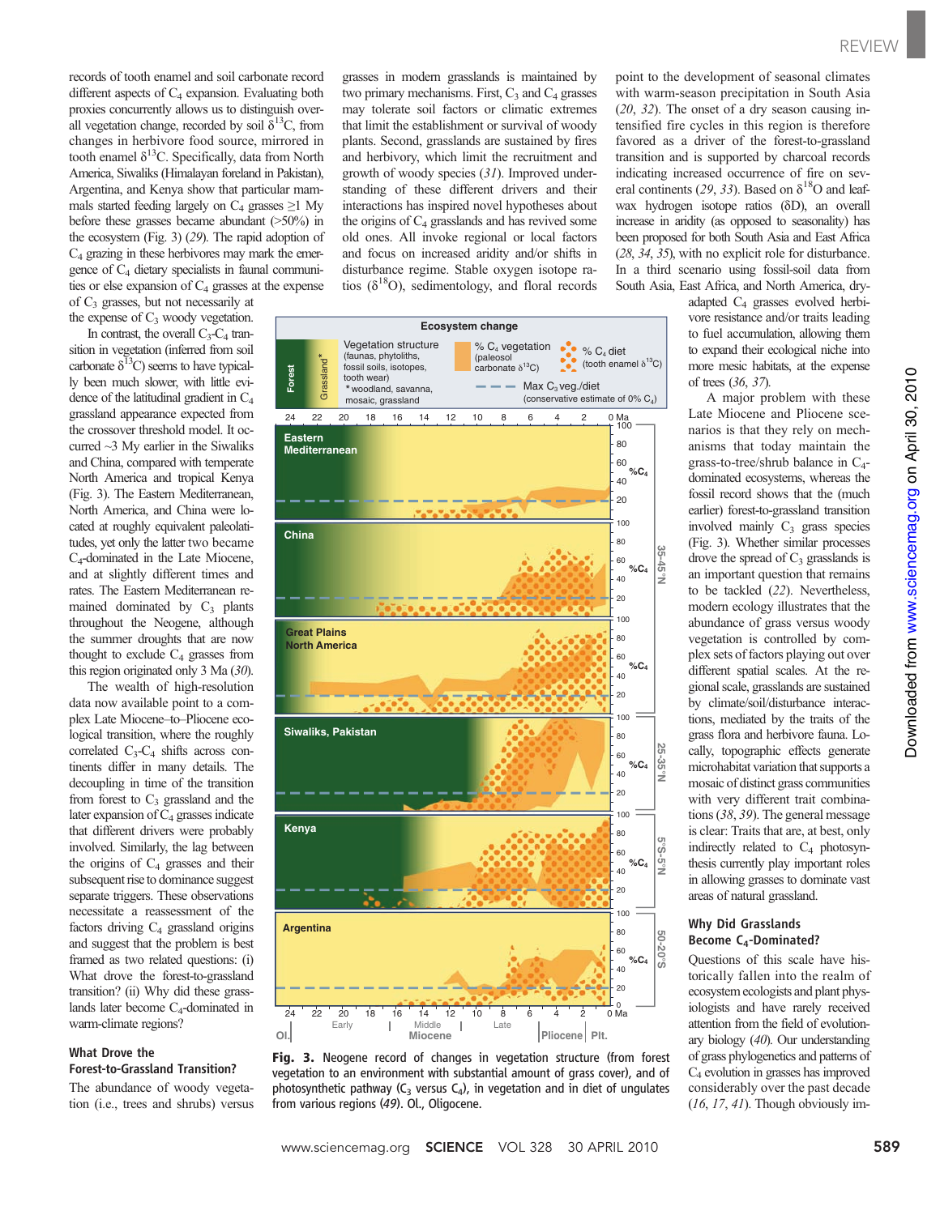records of tooth enamel and soil carbonate record different aspects of $C_4$ expansion. Evaluating both proxies concurrently allows us to distinguish overall vegetation change, recorded by soil $\delta^{13}C$, from changes in herbivore food source, mirrored in tooth enamel $\delta^{13}C$. Specifically, data from North America, Siwaliks (Himalayan foreland in Pakistan), Argentina, and Kenya show that particular mammals started feeding largely on $C_4$ grasses ≥1 My before these grasses became abundant (>50%) in the ecosystem (Fig. 3) (29). The rapid adoption of $C_4$ grazing in these herbivores may mark the emergence of $C_4$ dietary specialists in faunal communities or else expansion of $C_4$ grasses at the expense of $C_3$ grasses, but not necessarily at the expense of $C_3$ woody vegetation.

In contrast, the overall $C_3$-$C_4$ transition in vegetation (inferred from soil carbonate $\delta^{13}C$) seems to have typically been much slower, with little evidence of the latitudinal gradient in $C_4$ grassland appearance expected from the crossover threshold model. It occurred ~3 My earlier in the Siwaliks and China, compared with temperate North America and tropical Kenya (Fig. 3). The Eastern Mediterranean, North America, and China were located at roughly equivalent paleolatitudes, yet only the latter two became $C_4$-dominated in the Late Miocene, and at slightly different times and rates. The Eastern Mediterranean remained dominated by $C_3$ plants throughout the Neogene, although the summer droughts that are now thought to exclude $C_4$ grasses from this region originated only 3 Ma (30).

The wealth of high-resolution data now available point to a complex Late Miocene–to–Pliocene ecological transition, where the roughly correlated $C_3$-$C_4$ shifts across continents differ in many details. The decoupling in time of the transition from forest to $C_3$ grassland and the later expansion of $C_4$ grasses indicate that different drivers were probably involved. Similarly, the lag between the origins of $C_4$ grasses and their subsequent rise to dominance suggest separate triggers. These observations necessitate a reassessment of the factors driving $C_4$ grassland origins and suggest that the problem is best framed as two related questions: (i) What drove the forest-to-grassland transition? (ii) Why did these grasslands later become $C_4$-dominated in warm-climate regions?

### What Drove the Forest-to-Grassland Transition?

The abundance of woody vegetation (i.e., trees and shrubs) versus grasses in modern grasslands is maintained by two primary mechanisms. First, $C_3$ and $C_4$ grasses may tolerate soil factors or climatic extremes that limit the establishment or survival of woody plants. Second, grasslands are sustained by fires and herbivory, which limit the recruitment and growth of woody species (31). Improved understanding of these different drivers and their interactions has inspired novel hypotheses about the origins of $C_4$ grasslands and has revived some old ones. All invoke regional or local factors and focus on increased aridity and/or shifts in disturbance regime. Stable oxygen isotope ratios ($\delta^{18}O$), sedimentology, and floral records point to the development of seasonal climates with warm-season precipitation in South Asia (20, 32). The onset of a dry season causing intensified fire cycles in this region is therefore favored as a driver of the forest-to-grassland transition and is supported by charcoal records indicating increased occurrence of fire on several continents (29, 33). Based on $\delta^{18}O$ and leaf-wax hydrogen isotope ratios (δD), an overall increase in aridity (as opposed to seasonality) has been proposed for both South Asia and East Africa (28, 34, 35), with no explicit role for disturbance. In a third scenario using fossil-soil data from South Asia, East Africa, and North America, dry-adapted $C_4$ grasses evolved herbivore resistance and/or traits leading to fuel accumulation, allowing them to expand their ecological niche into more mesic habitats, at the expense of trees (36, 37).

A major problem with these Late Miocene and Pliocene scenarios is that they rely on mechanisms that today maintain the grass-to-tree/shrub balance in $C_4$-dominated ecosystems, whereas the fossil record shows that the (much earlier) forest-to-grassland transition involved mainly $C_3$ grass species (Fig. 3). Whether similar processes drove the spread of $C_3$ grasslands is an important question that remains to be tackled (22). Nevertheless, modern ecology illustrates that the abundance of grass versus woody vegetation is controlled by complex sets of factors playing out over different spatial scales. At the regional scale, grasslands are sustained by climate/soil/disturbance interactions, mediated by the traits of the grass flora and herbivore fauna. Locally, topographic effects generate microhabitat variation that supports a mosaic of distinct grass communities with very different trait combinations (38, 39). The general message is clear: Traits that are, at best, only indirectly related to $C_4$ photosynthesis currently play important roles in allowing grasses to dominate vast areas of natural grassland.

**Fig. 3.** Neogene record of changes in vegetation structure (from forest vegetation to an environment with substantial amount of grass cover), and of photosynthetic pathway ($C_3$ versus $C_4$), in vegetation and in diet of ungulates from various regions (49). Ol., Oligocene.

### Why Did Grasslands Become $C_4$-Dominated?

Questions of this scale have historically fallen into the realm of ecosystem ecologists and plant physiologists and have rarely received attention from the field of evolutionary biology (40). Our understanding of grass phylogenetics and patterns of $C_4$ evolution in grasses has improved considerably over the past decade (16, 17, 41). Though obviously im-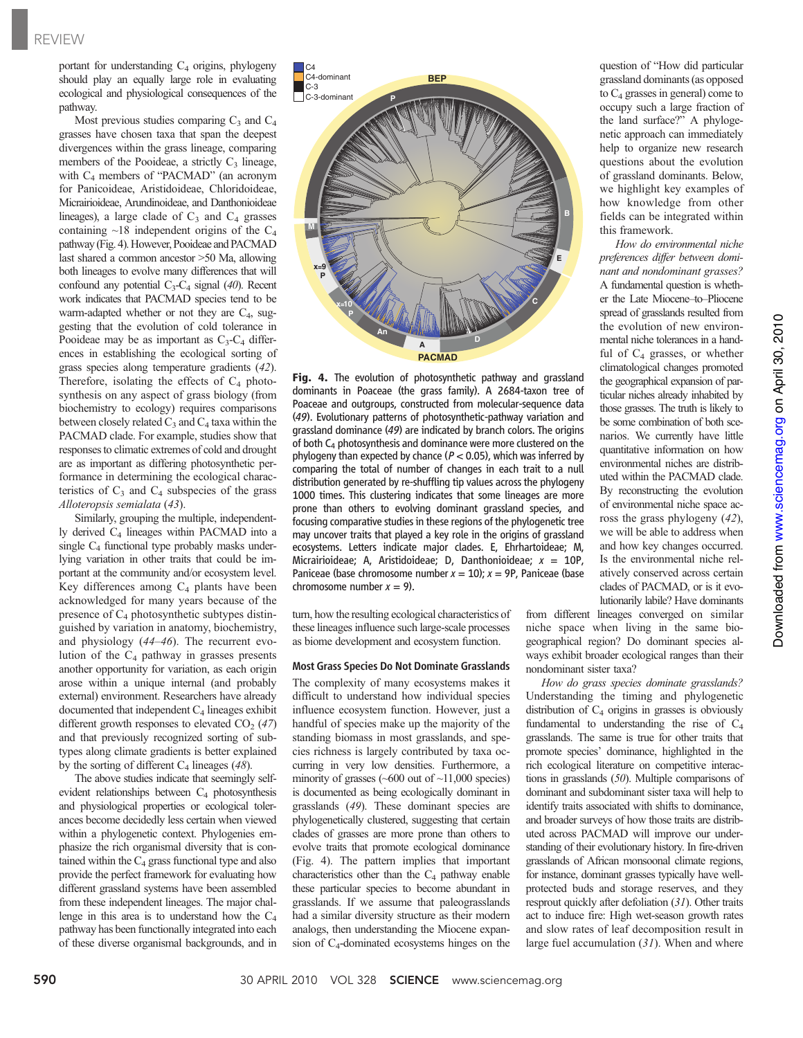portant for understanding $C_4$ origins, phylogeny should play an equally large role in evaluating ecological and physiological consequences of the pathway.

Most previous studies comparing $C_3$ and $C_4$ grasses have chosen taxa that span the deepest divergences within the grass lineage, comparing members of the Pooideae, a strictly $C_3$ lineage, with $C_4$ members of "PACMAD" (an acronym for Panicoideae, Aristidoideae, Chloridoideae, Micrairioideae, Arundinoideae, and Danthonioideae lineages), a large clade of $C_3$ and $C_4$ grasses containing ~18 independent origins of the $C_4$ pathway (Fig. 4). However, Pooideae and PACMAD last shared a common ancestor >50 Ma, allowing both lineages to evolve many differences that will confound any potential $C_3$-$C_4$ signal (*40*). Recent work indicates that PACMAD species tend to be warm-adapted whether or not they are $C_4$, suggesting that the evolution of cold tolerance in Pooideae may be as important as $C_3$-$C_4$ differences in establishing the ecological sorting of grass species along temperature gradients (*42*). Therefore, isolating the effects of $C_4$ photosynthesis on any aspect of grass biology (from biochemistry to ecology) requires comparisons between closely related $C_3$ and $C_4$ taxa within the PACMAD clade. For example, studies show that responses to climatic extremes of cold and drought are as important as differing photosynthetic performance in determining the ecological characteristics of $C_3$ and $C_4$ subspecies of the grass *Alloteropsis semialata* (*43*).

Similarly, grouping the multiple, independently derived $C_4$ lineages within PACMAD into a single $C_4$ functional type probably masks underlying variation in other traits that could be important at the community and/or ecosystem level. Key differences among $C_4$ plants have been acknowledged for many years because of the presence of $C_4$ photosynthetic subtypes distinguished by variation in anatomy, biochemistry, and physiology (*44*–*46*). The recurrent evolution of the $C_4$ pathway in grasses presents another opportunity for variation, as each origin arose within a unique internal (and probably external) environment. Researchers have already documented that independent $C_4$ lineages exhibit different growth responses to elevated $CO_2$ (*47*) and that previously recognized sorting of subtypes along climate gradients is better explained by the sorting of different $C_4$ lineages (*48*).

The above studies indicate that seemingly self-evident relationships between $C_4$ photosynthesis and physiological properties or ecological tolerances become decidedly less certain when viewed within a phylogenetic context. Phylogenies emphasize the rich organismal diversity that is contained within the $C_4$ grass functional type and also provide the perfect framework for evaluating how different grassland systems have been assembled from these independent lineages. The major challenge in this area is to understand how the $C_4$ pathway has been functionally integrated into each of these diverse organismal backgrounds, and in turn, how the resulting ecological characteristics of these lineages influence such large-scale processes as biome development and ecosystem function.

**Fig. 4.** The evolution of photosynthetic pathway and grassland dominants in Poaceae (the grass family). A 2684-taxon tree of Poaceae and outgroups, constructed from molecular-sequence data (*49*). Evolutionary patterns of photosynthetic-pathway variation and grassland dominance (*49*) are indicated by branch colors. The origins of both $C_4$ photosynthesis and dominance were more clustered on the phylogeny than expected by chance ($P < 0.05$), which was inferred by comparing the total of number of changes in each trait to a null distribution generated by re-shuffling tip values across the phylogeny 1000 times. This clustering indicates that some lineages are more prone than others to evolving dominant grassland species, and focusing comparative studies in these regions of the phylogenetic tree may uncover traits that played a key role in the origins of grassland dominants. Letters indicate major clades. E, Ehrhartoideae; M, Micrairioideae; A, Aristidoideae; D, Danthonioideae; $x$ = 10P, Paniceae (base chromosome number $x$ = 10); $x$ = 9P, Paniceae (base chromosome number $x$ = 9).

## Most Grass Species Do Not Dominate Grasslands

The complexity of many ecosystems makes it difficult to understand how individual species influence ecosystem function. However, just a handful of species make up the majority of the standing biomass in most grasslands, and species richness is largely contributed by taxa occurring in very low densities. Furthermore, a minority of grasses (~600 out of ~11,000 species) is documented as being ecologically dominant in grasslands (*49*). These dominant species are phylogenetically clustered, suggesting that certain clades of grasses are more prone than others to evolve traits that promote ecological dominance (Fig. 4). The pattern implies that important characteristics other than the $C_4$ pathway enable these particular species to become abundant in grasslands. If we assume that paleograsslands had a similar diversity structure as their modern analogs, then understanding the Miocene expansion of $C_4$-dominated ecosystems hinges on the question of "How did particular grassland dominants (as opposed to $C_4$ grasses in general) come to occupy such a large fraction of the land surface?" A phylogenetic approach can immediately help to organize new research questions about the evolution of grassland dominants. Below, we highlight key examples of how knowledge from other fields can be integrated within this framework.

*How do environmental niche preferences differ between dominant and nondominant grasses?* A fundamental question is whether the Late Miocene–to–Pliocene spread of grasslands resulted from the evolution of new environmental niche tolerances in a handful of $C_4$ grasses, or whether climatological changes promoted the geographical expansion of particular niches already inhabited by those grasses. The truth is likely to be some combination of both scenarios. We currently have little quantitative information on how environmental niches are distributed within the PACMAD clade. By reconstructing the evolution of environmental niche space across the grass phylogeny (*42*), we will be able to address when and how key changes occurred. Is the environmental niche relatively conserved across certain clades of PACMAD, or is it evolutionarily labile? Have dominants from different lineages converged on similar niche space when living in the same biogeographical region? Do dominant species always exhibit broader ecological ranges than their nondominant sister taxa?

*How do grass species dominate grasslands?* Understanding the timing and phylogenetic distribution of $C_4$ origins in grasses is obviously fundamental to understanding the rise of $C_4$ grasslands. The same is true for other traits that promote species' dominance, highlighted in the rich ecological literature on competitive interactions in grasslands (*50*). Multiple comparisons of dominant and subdominant sister taxa will help to identify traits associated with shifts to dominance, and broader surveys of how those traits are distributed across PACMAD will improve our understanding of their evolutionary history. In fire-driven grasslands of African monsoonal climate regions, for instance, dominant grasses typically have well-protected buds and storage reserves, and they resprout quickly after defoliation (*31*). Other traits act to induce fire: High wet-season growth rates and slow rates of leaf decomposition result in large fuel accumulation (*31*). When and where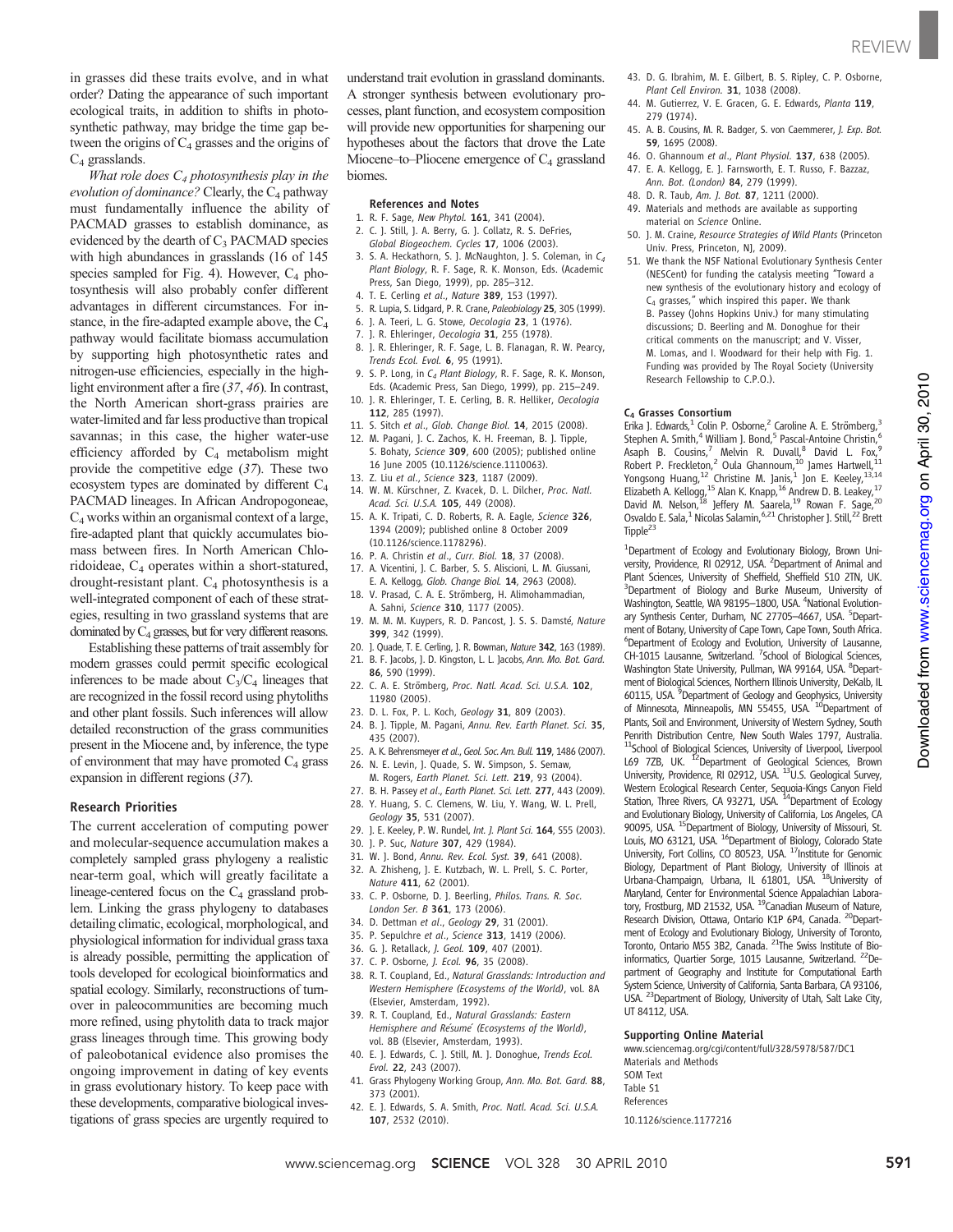in grasses did these traits evolve, and in what order? Dating the appearance of such important ecological traits, in addition to shifts in photosynthetic pathway, may bridge the time gap between the origins of $C_4$ grasses and the origins of $C_4$ grasslands.

*What role does $C_4$ photosynthesis play in the evolution of dominance?* Clearly, the $C_4$ pathway must fundamentally influence the ability of PACMAD grasses to establish dominance, as evidenced by the dearth of $C_3$ PACMAD species with high abundances in grasslands (16 of 145 species sampled for Fig. 4). However, $C_4$ photosynthesis will also probably confer different advantages in different circumstances. For instance, in the fire-adapted example above, the $C_4$ pathway would facilitate biomass accumulation by supporting high photosynthetic rates and nitrogen-use efficiencies, especially in the high-light environment after a fire (*37*, *46*). In contrast, the North American short-grass prairies are water-limited and far less productive than tropical savannas; in this case, the higher water-use efficiency afforded by $C_4$ metabolism might provide the competitive edge (*37*). These two ecosystem types are dominated by different $C_4$ PACMAD lineages. In African Andropogoneae, $C_4$ works within an organismal context of a large, fire-adapted plant that quickly accumulates biomass between fires. In North American Chloridoideae, $C_4$ operates within a short-statured, drought-resistant plant. $C_4$ photosynthesis is a well-integrated component of each of these strategies, resulting in two grassland systems that are dominated by $C_4$ grasses, but for very different reasons.

Establishing these patterns of trait assembly for modern grasses could permit specific ecological inferences to be made about $C_3$/$C_4$ lineages that are recognized in the fossil record using phytoliths and other plant fossils. Such inferences will allow detailed reconstruction of the grass communities present in the Miocene and, by inference, the type of environment that may have promoted $C_4$ grass expansion in different regions (*37*).

## Research Priorities

The current acceleration of computing power and molecular-sequence accumulation makes a completely sampled grass phylogeny a realistic near-term goal, which will greatly facilitate a lineage-centered focus on the $C_4$ grassland problem. Linking the grass phylogeny to databases detailing climatic, ecological, morphological, and physiological information for individual grass taxa is already possible, permitting the application of tools developed for ecological bioinformatics and spatial ecology. Similarly, reconstructions of turnover in paleocommunities are becoming much more refined, using phytolith data to track major grass lineages through time. This growing body of paleobotanical evidence also promises the ongoing improvement in dating of key events in grass evolutionary history. To keep pace with these developments, comparative biological investigations of grass species are urgently required to understand trait evolution in grassland dominants. A stronger synthesis between evolutionary processes, plant function, and ecosystem composition will provide new opportunities for sharpening our hypotheses about the factors that drove the Late Miocene–to–Pliocene emergence of $C_4$ grassland biomes.

### References and Notes

1. R. F. Sage, *New Phytol.* **161**, 341 (2004).
2. C. J. Still, J. A. Berry, G. J. Collatz, R. S. DeFries, *Global Biogeochem. Cycles* **17**, 1006 (2003).
3. S. A. Heckathorn, S. J. McNaughton, J. S. Coleman, in *$C_4$ Plant Biology*, R. F. Sage, R. K. Monson, Eds. (Academic Press, San Diego, 1999), pp. 285–312.
4. T. E. Cerling *et al.*, *Nature* **389**, 153 (1997).
5. R. Lupia, S. Lidgard, P. R. Crane, *Paleobiology* **25**, 305 (1999).
6. J. A. Teeri, L. G. Stowe, *Oecologia* **23**, 1 (1976).
7. J. R. Ehleringer, *Oecologia* **31**, 255 (1978).
8. J. R. Ehleringer, R. F. Sage, L. B. Flanagan, R. W. Pearcy, *Trends Ecol. Evol.* **6**, 95 (1991).
9. S. P. Long, in *$C_4$ Plant Biology*, R. F. Sage, R. K. Monson, Eds. (Academic Press, San Diego, 1999), pp. 215–249.
10. J. R. Ehleringer, T. E. Cerling, B. R. Helliker, *Oecologia* **112**, 285 (1997).
11. S. Sitch *et al.*, *Glob. Change Biol.* **14**, 2015 (2008).
12. M. Pagani, J. C. Zachos, K. H. Freeman, B. J. Tipple, S. Bohaty, *Science* **309**, 600 (2005); published online 16 June 2005 (10.1126/science.1110063).
13. Z. Liu *et al.*, *Science* **323**, 1187 (2009).
14. W. M. Kürschner, Z. Kvacek, D. L. Dilcher, *Proc. Natl. Acad. Sci. U.S.A.* **105**, 449 (2008).
15. A. K. Tripati, C. D. Roberts, R. A. Eagle, *Science* **326**, 1394 (2009); published online 8 October 2009 (10.1126/science.1178296).
16. P. A. Christin *et al.*, *Curr. Biol.* **18**, 37 (2008).
17. A. Vicentini, J. C. Barber, S. S. Aliscioni, L. M. Giussani, E. A. Kellogg, *Glob. Change Biol.* **14**, 2963 (2008).
18. V. Prasad, C. A. E. Strömberg, H. Alimohammadian, A. Sahni, *Science* **310**, 1177 (2005).
19. M. M. M. Kuypers, R. D. Pancost, J. S. S. Damsté, *Nature* **399**, 342 (1999).
20. J. Quade, T. E. Cerling, J. R. Bowman, *Nature* **342**, 163 (1989).
21. B. F. Jacobs, J. D. Kingston, L. L. Jacobs, *Ann. Mo. Bot. Gard.* **86**, 590 (1999).
22. C. A. E. Strömberg, *Proc. Natl. Acad. Sci. U.S.A.* **102**, 11980 (2005).
23. D. L. Fox, P. L. Koch, *Geology* **31**, 809 (2003).
24. B. J. Tipple, M. Pagani, *Annu. Rev. Earth Planet. Sci.* **35**, 435 (2007).
25. A. K. Behrensmeyer *et al.*, *Geol. Soc. Am. Bull.* **119**, 1486 (2007).
26. N. E. Levin, J. Quade, S. W. Simpson, S. Semaw, M. Rogers, *Earth Planet. Sci. Lett.* **219**, 93 (2004).
27. B. H. Passey *et al.*, *Earth Planet. Sci. Lett.* **277**, 443 (2009).
28. Y. Huang, S. C. Clemens, W. Liu, Y. Wang, W. L. Prell, *Geology* **35**, 531 (2007).
29. J. E. Keeley, P. W. Rundel, *Int. J. Plant Sci.* **164**, S55 (2003).
30. J. P. Suc, *Nature* **307**, 429 (1984).
31. W. J. Bond, *Annu. Rev. Ecol. Syst.* **39**, 641 (2008).
32. A. Zhisheng, J. E. Kutzbach, W. L. Prell, S. C. Porter, *Nature* **411**, 62 (2001).
33. C. P. Osborne, D. J. Beerling, *Philos. Trans. R. Soc. London Ser. B* **361**, 173 (2006).
34. D. Dettman *et al.*, *Geology* **29**, 31 (2001).
35. P. Sepulchre *et al.*, *Science* **313**, 1419 (2006).
36. G. J. Retallack, *J. Geol.* **109**, 407 (2001).
37. C. P. Osborne, *J. Ecol.* **96**, 35 (2008).
38. R. T. Coupland, Ed., *Natural Grasslands: Introduction and Western Hemisphere (Ecosystems of the World)*, vol. 8A (Elsevier, Amsterdam, 1992).
39. R. T. Coupland, Ed., *Natural Grasslands: Eastern Hemisphere and Résumé (Ecosystems of the World)*, vol. 8B (Elsevier, Amsterdam, 1993).
40. E. J. Edwards, C. J. Still, M. J. Donoghue, *Trends Ecol. Evol.* **22**, 243 (2007).
41. Grass Phylogeny Working Group, *Ann. Mo. Bot. Gard.* **88**, 373 (2001).
42. E. J. Edwards, S. A. Smith, *Proc. Natl. Acad. Sci. U.S.A.* **107**, 2532 (2010).
43. D. G. Ibrahim, M. E. Gilbert, B. S. Ripley, C. P. Osborne, *Plant Cell Environ.* **31**, 1038 (2008).
44. M. Gutierrez, V. E. Gracen, G. E. Edwards, *Planta* **119**, 279 (1974).
45. A. B. Cousins, M. R. Badger, S. von Caemmerer, *J. Exp. Bot.* **59**, 1695 (2008).
46. O. Ghannoum *et al.*, *Plant Physiol.* **137**, 638 (2005).
47. E. A. Kellogg, E. J. Farnsworth, E. T. Russo, F. Bazzaz, *Ann. Bot. (London)* **84**, 279 (1999).
48. D. R. Taub, *Am. J. Bot.* **87**, 1211 (2000).
49. Materials and methods are available as supporting material on *Science* Online.
50. J. M. Craine, *Resource Strategies of Wild Plants* (Princeton Univ. Press, Princeton, NJ, 2009).
51. We thank the NSF National Evolutionary Synthesis Center (NESCent) for funding the catalysis meeting "Toward a new synthesis of the evolutionary history and ecology of $C_4$ grasses," which inspired this paper. We thank B. Passey (Johns Hopkins Univ.) for many stimulating discussions; D. Beerling and M. Donoghue for their critical comments on the manuscript; and V. Visser, M. Lomas, and I. Woodward for their help with Fig. 1. Funding was provided by The Royal Society (University Research Fellowship to C.P.O.).

### $C_4$ Grasses Consortium

Erika J. Edwards,[1] Colin P. Osborne,[2] Caroline A. E. Strömberg,[3] Stephen A. Smith,[4] William J. Bond,[5] Pascal-Antoine Christin,[6] Asaph B. Cousins,[7] Melvin R. Duvall,[8] David L. Fox,[9] Robert P. Freckleton,[2] Oula Ghannoum,[10] James Hartwell,[11] Yongsong Huang,[12] Christine M. Janis,[1] Jon E. Keeley,[13,14] Elizabeth A. Kellogg,[15] Alan K. Knapp,[16] Andrew D. B. Leakey,[17] David M. Nelson,[18] Jeffery M. Saarela,[19] Rowan F. Sage,[20] Osvaldo E. Sala,[1] Nicolas Salamin,[6,21] Christopher J. Still,[22] Brett Tipple[23]

[1]Department of Ecology and Evolutionary Biology, Brown University, Providence, RI 02912, USA. [2]Department of Animal and Plant Sciences, University of Sheffield, Sheffield S10 2TN, UK. [3]Department of Biology and Burke Museum, University of Washington, Seattle, WA 98195–1800, USA. [4]National Evolutionary Synthesis Center, Durham, NC 27705–4667, USA. [5]Department of Botany, University of Cape Town, Cape Town, South Africa. [6]Department of Ecology and Evolution, University of Lausanne, CH-1015 Lausanne, Switzerland. [7]School of Biological Sciences, Washington State University, Pullman, WA 99164, USA. [8]Department of Biological Sciences, Northern Illinois University, DeKalb, IL 60115, USA. [9]Department of Geology and Geophysics, University of Minnesota, Minneapolis, MN 55455, USA. [10]Department of Plants, Soil and Environment, University of Western Sydney, South Penrith Distribution Centre, New South Wales 1797, Australia. [11]School of Biological Sciences, University of Liverpool, Liverpool L69 7ZB, UK. [12]Department of Geological Sciences, Brown University, Providence, RI 02912, USA. [13]U.S. Geological Survey, Western Ecological Research Center, Sequoia-Kings Canyon Field Station, Three Rivers, CA 93271, USA. [14]Department of Ecology and Evolutionary Biology, University of California, Los Angeles, CA 90095, USA. [15]Department of Biology, University of Missouri, St. Louis, MO 63121, USA. [16]Department of Biology, Colorado State University, Fort Collins, CO 80523, USA. [17]Institute for Genomic Biology, Department of Plant Biology, University of Illinois at Urbana-Champaign, Urbana, IL 61801, USA. [18]University of Maryland, Center for Environmental Science Appalachian Laboratory, Frostburg, MD 21532, USA. [19]Canadian Museum of Nature, Research Division, Ottawa, Ontario K1P 6P4, Canada. [20]Department of Ecology and Evolutionary Biology, University of Toronto, Toronto, Ontario M5S 3B2, Canada. [21]The Swiss Institute of Bioinformatics, Quartier Sorge, 1015 Lausanne, Switzerland. [22]Department of Geography and Institute for Computational Earth System Science, University of California, Santa Barbara, CA 93106, USA. [23]Department of Biology, University of Utah, Salt Lake City, UT 84112, USA.

### Supporting Online Material

www.sciencemag.org/cgi/content/full/328/5978/587/DC1
Materials and Methods
SOM Text
Table S1
References

10.1126/science.1177216